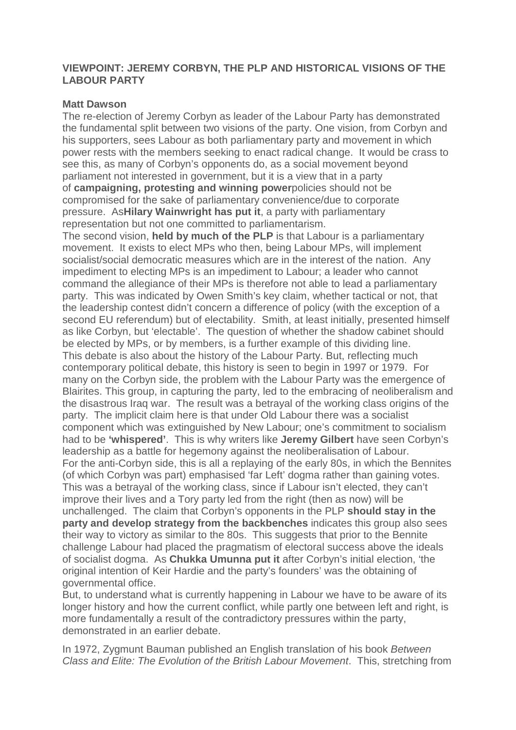## VIEWPOINT: JEREMY CORBYN, THE PLP AND HISTORICAL VISIONS OF THE LABOUR PARTY

**Matt Dawson**

The re-election of Jeremy Corbyn as leader of the Labour Party has demonstrated the fundamental split between two visions of the party. One vision, from Corbyn and his supporters, sees Labour as both parliamentary party and movement in which power rests with the members seeking to enact radical change. It would be crass to see this, as many of Corbyn's opponents do, as a social movement beyond parliament not interested in government, but it is a view that in a party of **campaigning, protesting and winning power**policies should not be compromised for the sake of parliamentary convenience/due to corporate pressure. As**Hilary Wainwright has put it**, a party with parliamentary representation but not one committed to parliamentarism.

The second vision, **held by much of the PLP** is that Labour is a parliamentary movement. It exists to elect MPs who then, being Labour MPs, will implement socialist/social democratic measures which are in the interest of the nation. Any impediment to electing MPs is an impediment to Labour; a leader who cannot command the allegiance of their MPs is therefore not able to lead a parliamentary party. This was indicated by Owen Smith's key claim, whether tactical or not, that the leadership contest didn't concern a difference of policy (with the exception of a second EU referendum) but of electability. Smith, at least initially, presented himself as like Corbyn, but 'electable'. The question of whether the shadow cabinet should be elected by MPs, or by members, is a further example of this dividing line.

This debate is also about the history of the Labour Party. But, reflecting much contemporary political debate, this history is seen to begin in 1997 or 1979. For many on the Corbyn side, the problem with the Labour Party was the emergence of Blairites. This group, in capturing the party, led to the embracing of neoliberalism and the disastrous Iraq war. The result was a betrayal of the working class origins of the party. The implicit claim here is that under Old Labour there was a socialist component which was extinguished by New Labour; one's commitment to socialism had to be **'whispered'**. This is why writers like **Jeremy Gilbert** have seen Corbyn's leadership as a battle for hegemony against the neoliberalisation of Labour.

For the anti-Corbyn side, this is all a replaying of the early 80s, in which the Bennites (of which Corbyn was part) emphasised 'far Left' dogma rather than gaining votes. This was a betrayal of the working class, since if Labour isn't elected, they can't improve their lives and a Tory party led from the right (then as now) will be unchallenged. The claim that Corbyn's opponents in the PLP **should stay in the party and develop strategy from the backbenches** indicates this group also sees their way to victory as similar to the 80s. This suggests that prior to the Bennite challenge Labour had placed the pragmatism of electoral success above the ideals of socialist dogma. As **Chukka Umunna put it** after Corbyn's initial election, 'the original intention of Keir Hardie and the party's founders' was the obtaining of governmental office.

But, to understand what is currently happening in Labour we have to be aware of its longer history and how the current conflict, while partly one between left and right, is more fundamentally a result of the contradictory pressures within the party, demonstrated in an earlier debate.

In 1972, Zygmunt Bauman published an English translation of his book *Between Class and Elite: The Evolution of the British Labour Movement*. This, stretching from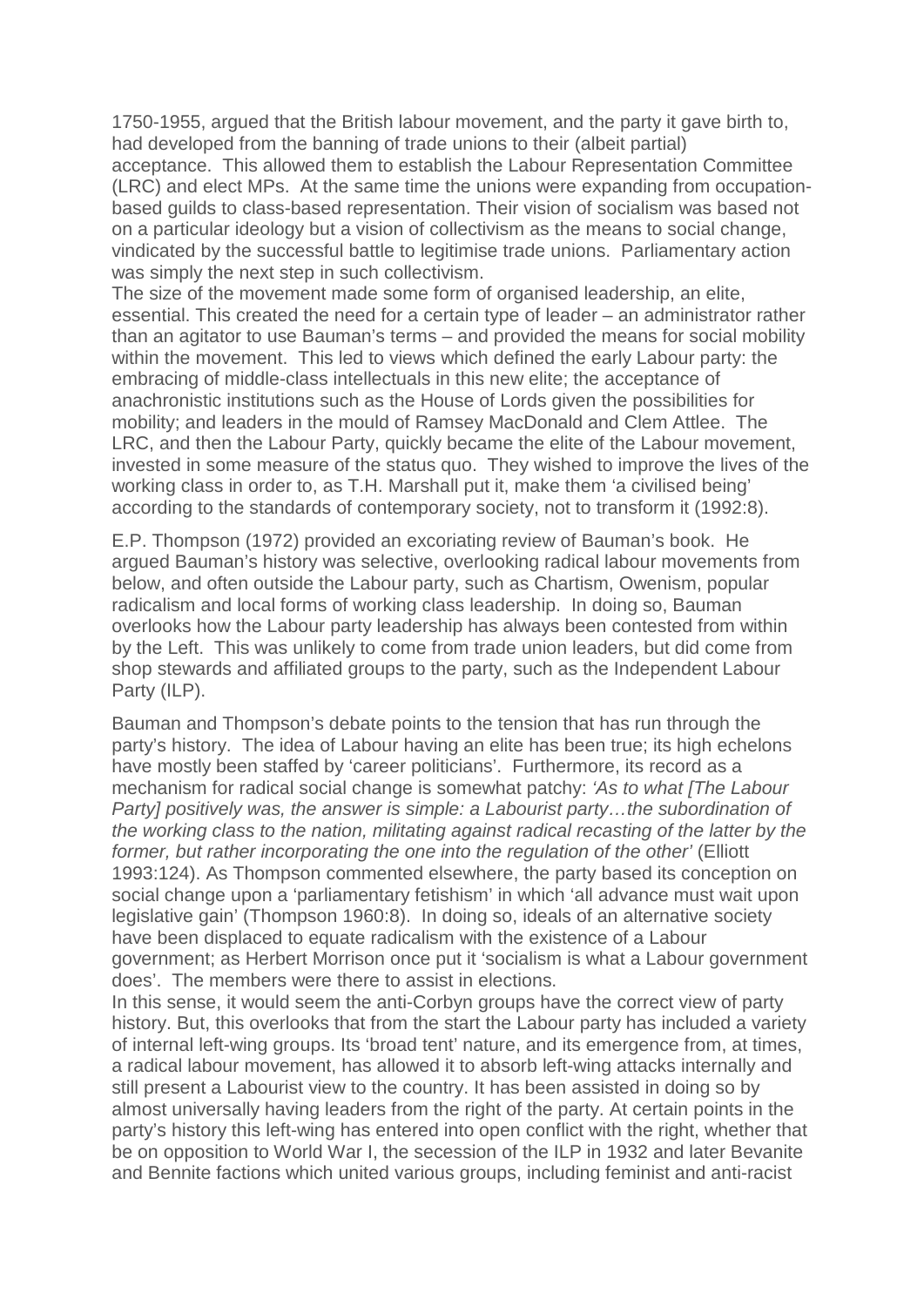1750-1955, argued that the British labour movement, and the party it gave birth to, had developed from the banning of trade unions to their (albeit partial) acceptance. This allowed them to establish the Labour Representation Committee (LRC) and elect MPs. At the same time the unions were expanding from occupation-based guilds to class-based representation. Their vision of socialism was based not on a particular ideology but a vision of collectivism as the means to social change, vindicated by the successful battle to legitimise trade unions. Parliamentary action was simply the next step in such collectivism.

The size of the movement made some form of organised leadership, an elite, essential. This created the need for a certain type of leader – an administrator rather than an agitator to use Bauman's terms – and provided the means for social mobility within the movement. This led to views which defined the early Labour party: the embracing of middle-class intellectuals in this new elite; the acceptance of anachronistic institutions such as the House of Lords given the possibilities for mobility; and leaders in the mould of Ramsey MacDonald and Clem Attlee. The LRC, and then the Labour Party, quickly became the elite of the Labour movement, invested in some measure of the status quo. They wished to improve the lives of the working class in order to, as T.H. Marshall put it, make them 'a civilised being' according to the standards of contemporary society, not to transform it (1992:8).

E.P. Thompson (1972) provided an excoriating review of Bauman's book. He argued Bauman's history was selective, overlooking radical labour movements from below, and often outside the Labour party, such as Chartism, Owenism, popular radicalism and local forms of working class leadership. In doing so, Bauman overlooks how the Labour party leadership has always been contested from within by the Left. This was unlikely to come from trade union leaders, but did come from shop stewards and affiliated groups to the party, such as the Independent Labour Party (ILP).

Bauman and Thompson's debate points to the tension that has run through the party's history. The idea of Labour having an elite has been true; its high echelons have mostly been staffed by 'career politicians'. Furthermore, its record as a mechanism for radical social change is somewhat patchy: *'As to what [The Labour Party] positively was, the answer is simple: a Labourist party…the subordination of the working class to the nation, militating against radical recasting of the latter by the former, but rather incorporating the one into the regulation of the other'* (Elliott 1993:124). As Thompson commented elsewhere, the party based its conception on social change upon a 'parliamentary fetishism' in which 'all advance must wait upon legislative gain' (Thompson 1960:8). In doing so, ideals of an alternative society have been displaced to equate radicalism with the existence of a Labour government; as Herbert Morrison once put it 'socialism is what a Labour government does'. The members were there to assist in elections.

In this sense, it would seem the anti-Corbyn groups have the correct view of party history. But, this overlooks that from the start the Labour party has included a variety of internal left-wing groups. Its 'broad tent' nature, and its emergence from, at times, a radical labour movement, has allowed it to absorb left-wing attacks internally and still present a Labourist view to the country. It has been assisted in doing so by almost universally having leaders from the right of the party. At certain points in the party's history this left-wing has entered into open conflict with the right, whether that be on opposition to World War I, the secession of the ILP in 1932 and later Bevanite and Bennite factions which united various groups, including feminist and anti-racist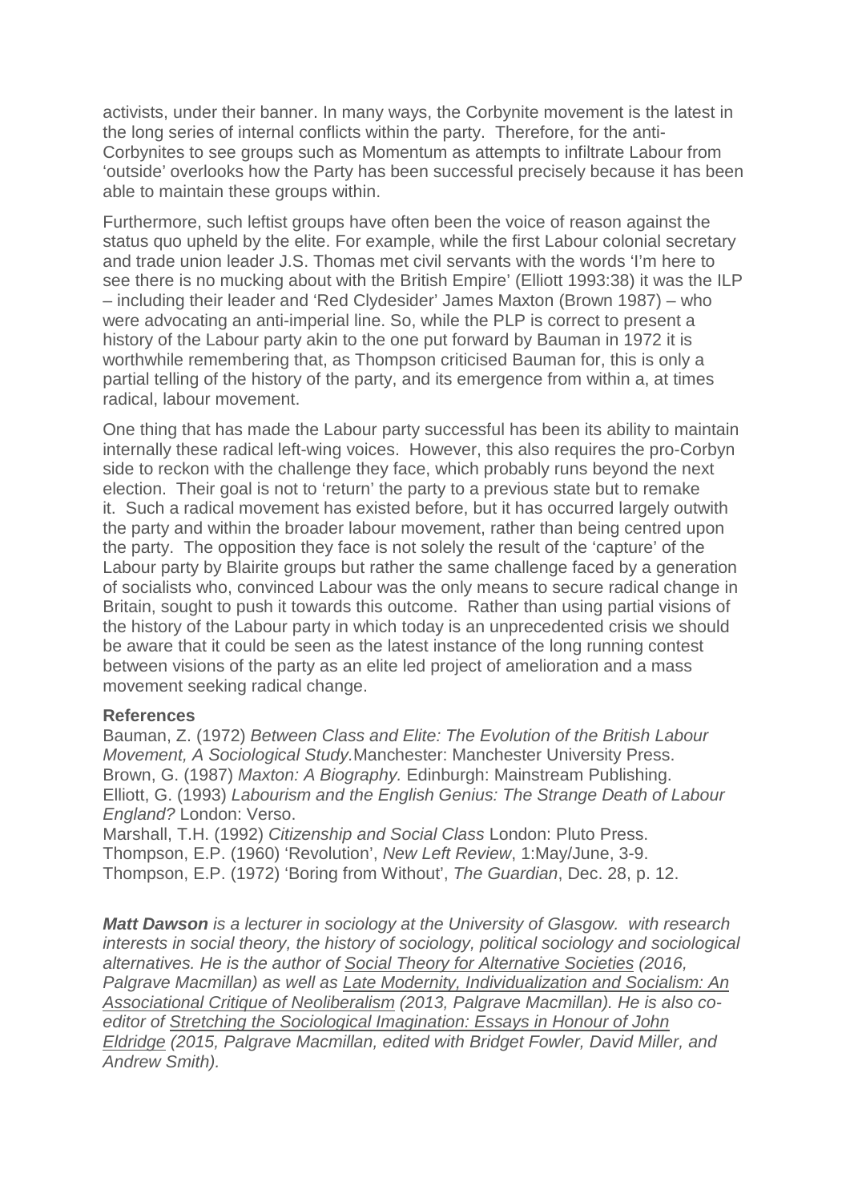activists, under their banner. In many ways, the Corbynite movement is the latest in the long series of internal conflicts within the party. Therefore, for the anti-Corbynites to see groups such as Momentum as attempts to infiltrate Labour from 'outside' overlooks how the Party has been successful precisely because it has been able to maintain these groups within.

Furthermore, such leftist groups have often been the voice of reason against the status quo upheld by the elite. For example, while the first Labour colonial secretary and trade union leader J.S. Thomas met civil servants with the words 'I'm here to see there is no mucking about with the British Empire' (Elliott 1993:38) it was the ILP – including their leader and 'Red Clydesider' James Maxton (Brown 1987) – who were advocating an anti-imperial line. So, while the PLP is correct to present a history of the Labour party akin to the one put forward by Bauman in 1972 it is worthwhile remembering that, as Thompson criticised Bauman for, this is only a partial telling of the history of the party, and its emergence from within a, at times radical, labour movement.

One thing that has made the Labour party successful has been its ability to maintain internally these radical left-wing voices. However, this also requires the pro-Corbyn side to reckon with the challenge they face, which probably runs beyond the next election. Their goal is not to 'return' the party to a previous state but to remake it. Such a radical movement has existed before, but it has occurred largely outwith the party and within the broader labour movement, rather than being centred upon the party. The opposition they face is not solely the result of the 'capture' of the Labour party by Blairite groups but rather the same challenge faced by a generation of socialists who, convinced Labour was the only means to secure radical change in Britain, sought to push it towards this outcome. Rather than using partial visions of the history of the Labour party in which today is an unprecedented crisis we should be aware that it could be seen as the latest instance of the long running contest between visions of the party as an elite led project of amelioration and a mass movement seeking radical change.

**References**

Bauman, Z. (1972) *Between Class and Elite: The Evolution of the British Labour Movement, A Sociological Study.* Manchester: Manchester University Press.
Brown, G. (1987) *Maxton: A Biography.* Edinburgh: Mainstream Publishing.
Elliott, G. (1993) *Labourism and the English Genius: The Strange Death of Labour England?* London: Verso.
Marshall, T.H. (1992) *Citizenship and Social Class* London: Pluto Press.
Thompson, E.P. (1960) 'Revolution', *New Left Review*, 1:May/June, 3-9.
Thompson, E.P. (1972) 'Boring from Without', *The Guardian*, Dec. 28, p. 12.

***Matt Dawson** is a lecturer in sociology at the University of Glasgow. with research interests in social theory, the history of sociology, political sociology and sociological alternatives. He is the author of Social Theory for Alternative Societies (2016, Palgrave Macmillan) as well as Late Modernity, Individualization and Socialism: An Associational Critique of Neoliberalism (2013, Palgrave Macmillan). He is also co-editor of Stretching the Sociological Imagination: Essays in Honour of John Eldridge (2015, Palgrave Macmillan, edited with Bridget Fowler, David Miller, and Andrew Smith).*